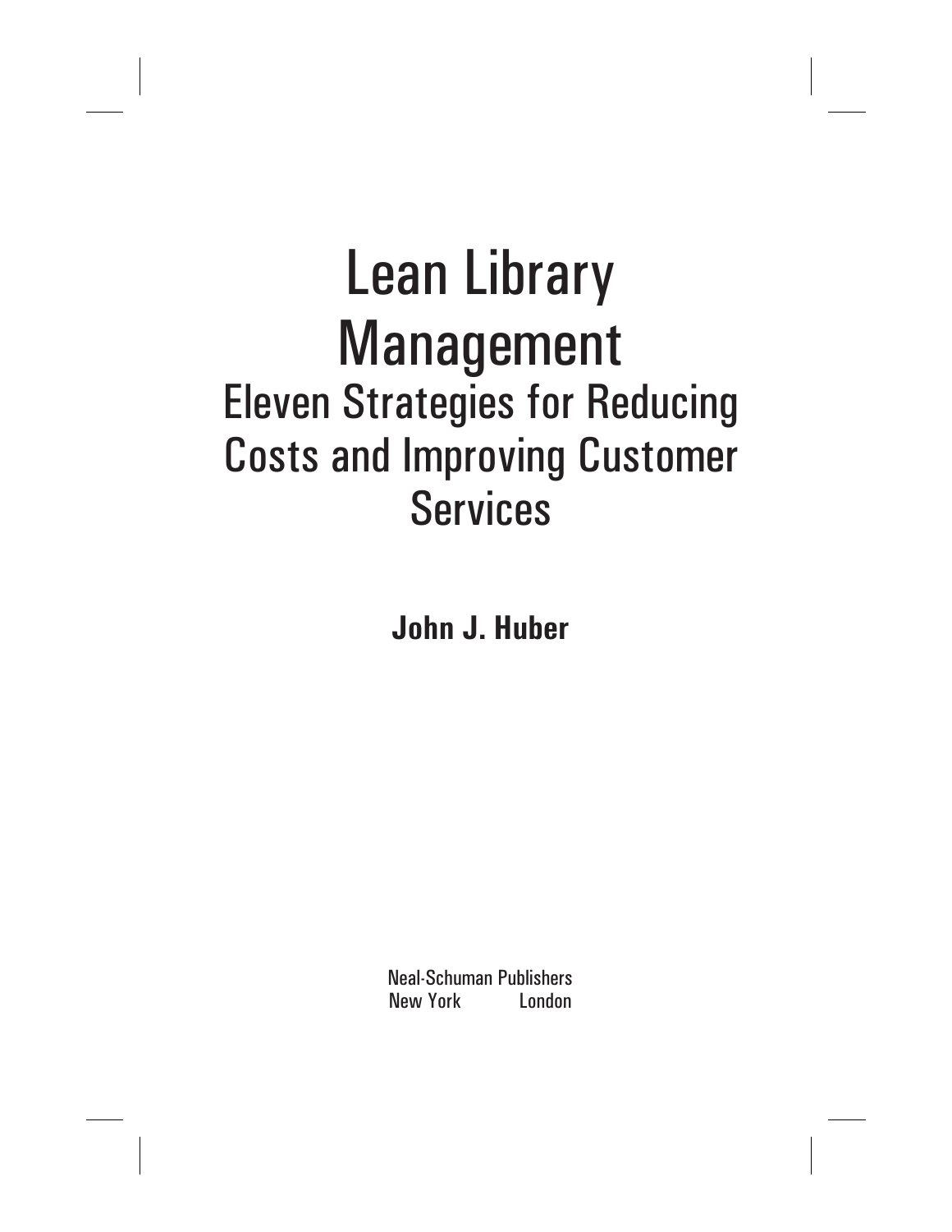# Lean Library Management

## Eleven Strategies for Reducing Costs and Improving Customer Services

**John J. Huber**

Neal-Schuman Publishers
New York London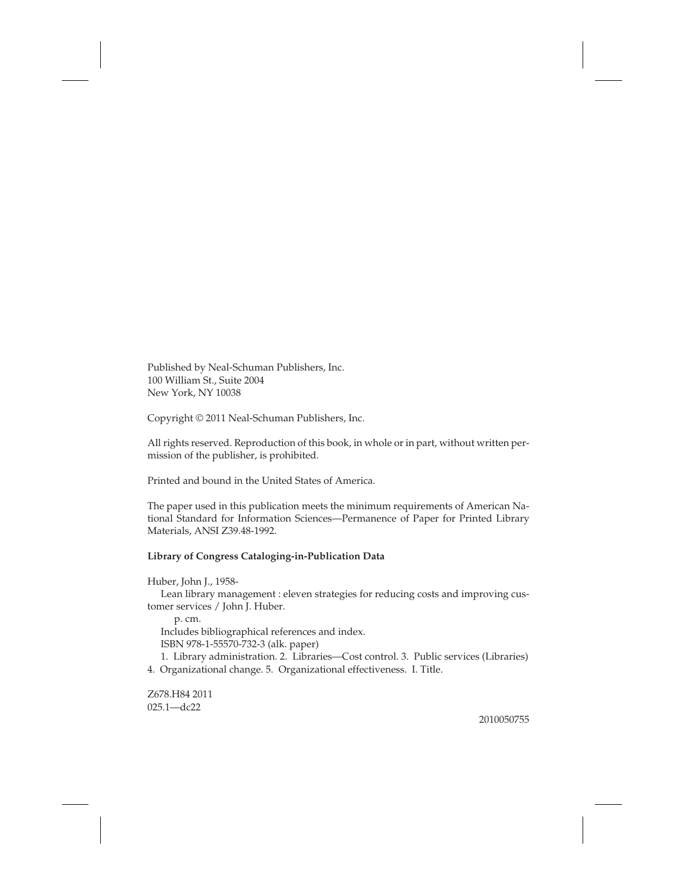Published by Neal-Schuman Publishers, Inc.
100 William St., Suite 2004
New York, NY 10038

Copyright © 2011 Neal-Schuman Publishers, Inc.

All rights reserved. Reproduction of this book, in whole or in part, without written permission of the publisher, is prohibited.

Printed and bound in the United States of America.

The paper used in this publication meets the minimum requirements of American National Standard for Information Sciences—Permanence of Paper for Printed Library Materials, ANSI Z39.48-1992.

**Library of Congress Cataloging-in-Publication Data**

Huber, John J., 1958-
Lean library management : eleven strategies for reducing costs and improving customer services / John J. Huber.
p. cm.
Includes bibliographical references and index.
ISBN 978-1-55570-732-3 (alk. paper)
1. Library administration. 2. Libraries—Cost control. 3. Public services (Libraries) 4. Organizational change. 5. Organizational effectiveness. I. Title.

Z678.H84 2011
025.1—dc22

2010050755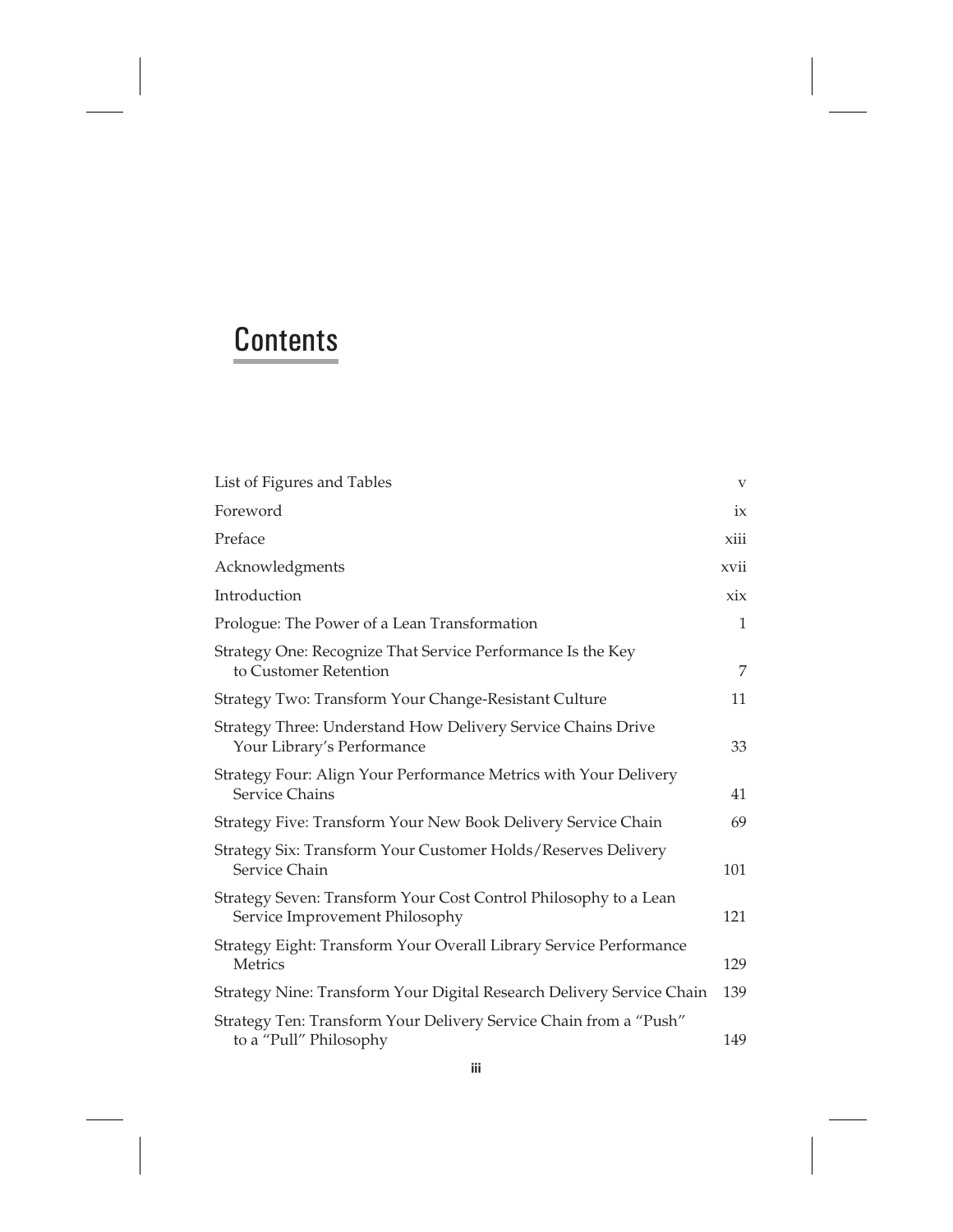# Contents

| | |
|---|---|
| List of Figures and Tables | v |
| Foreword | ix |
| Preface | xiii |
| Acknowledgments | xvii |
| Introduction | xix |
| Prologue: The Power of a Lean Transformation | 1 |
| Strategy One: Recognize That Service Performance Is the Key to Customer Retention | 7 |
| Strategy Two: Transform Your Change-Resistant Culture | 11 |
| Strategy Three: Understand How Delivery Service Chains Drive Your Library's Performance | 33 |
| Strategy Four: Align Your Performance Metrics with Your Delivery Service Chains | 41 |
| Strategy Five: Transform Your New Book Delivery Service Chain | 69 |
| Strategy Six: Transform Your Customer Holds/Reserves Delivery Service Chain | 101 |
| Strategy Seven: Transform Your Cost Control Philosophy to a Lean Service Improvement Philosophy | 121 |
| Strategy Eight: Transform Your Overall Library Service Performance Metrics | 129 |
| Strategy Nine: Transform Your Digital Research Delivery Service Chain | 139 |
| Strategy Ten: Transform Your Delivery Service Chain from a "Push" to a "Pull" Philosophy | 149 |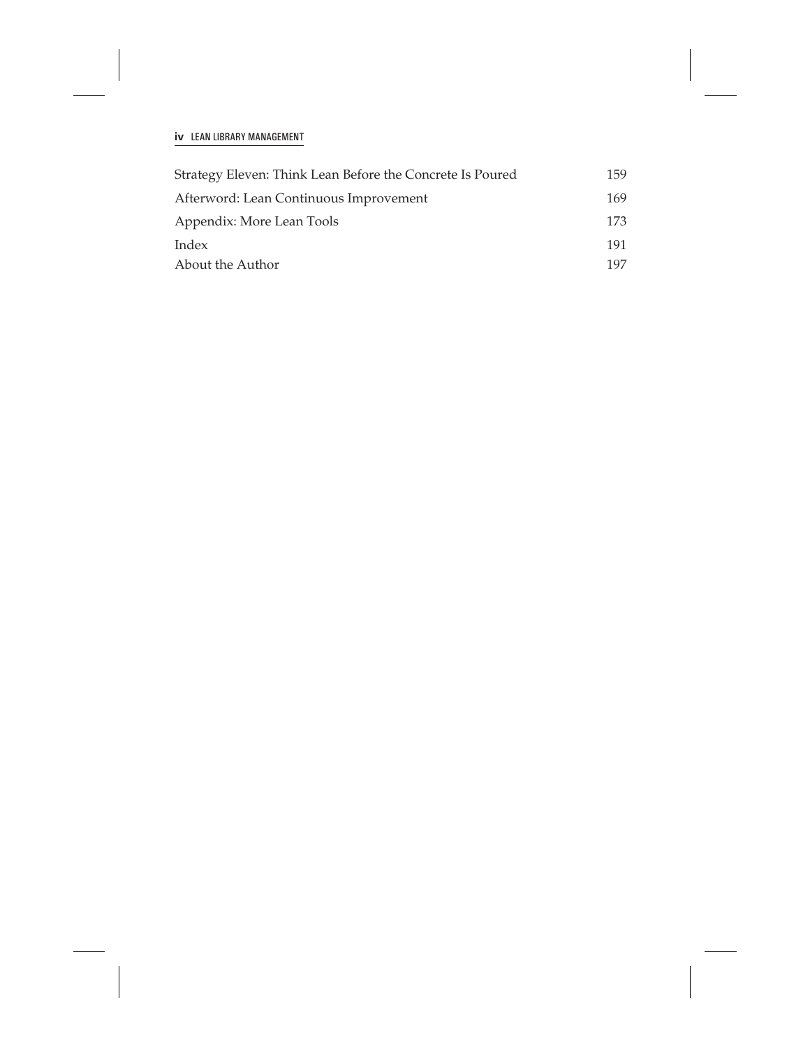| | |
|---|---|
| Strategy Eleven: Think Lean Before the Concrete Is Poured | 159 |
| Afterword: Lean Continuous Improvement | 169 |
| Appendix: More Lean Tools | 173 |
| Index | 191 |
| About the Author | 197 |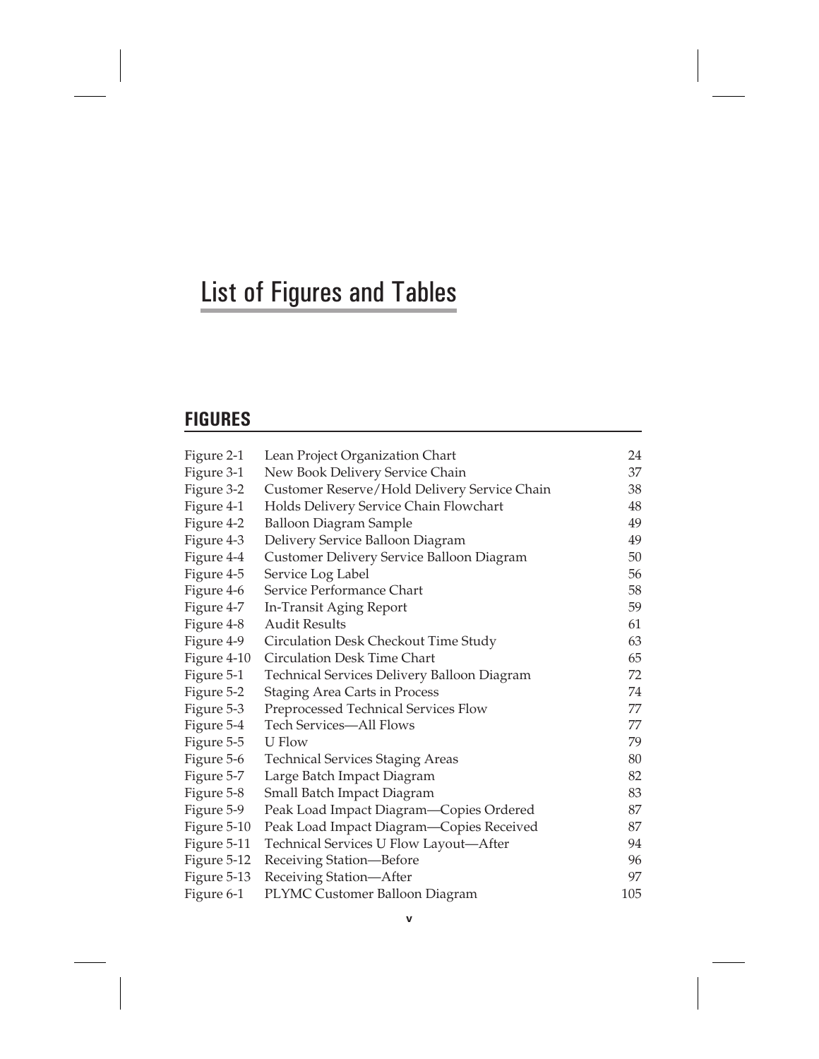# List of Figures and Tables

## FIGURES

| | | |
|---|---|---|
| Figure 2-1 | Lean Project Organization Chart | 24 |
| Figure 3-1 | New Book Delivery Service Chain | 37 |
| Figure 3-2 | Customer Reserve/Hold Delivery Service Chain | 38 |
| Figure 4-1 | Holds Delivery Service Chain Flowchart | 48 |
| Figure 4-2 | Balloon Diagram Sample | 49 |
| Figure 4-3 | Delivery Service Balloon Diagram | 49 |
| Figure 4-4 | Customer Delivery Service Balloon Diagram | 50 |
| Figure 4-5 | Service Log Label | 56 |
| Figure 4-6 | Service Performance Chart | 58 |
| Figure 4-7 | In-Transit Aging Report | 59 |
| Figure 4-8 | Audit Results | 61 |
| Figure 4-9 | Circulation Desk Checkout Time Study | 63 |
| Figure 4-10 | Circulation Desk Time Chart | 65 |
| Figure 5-1 | Technical Services Delivery Balloon Diagram | 72 |
| Figure 5-2 | Staging Area Carts in Process | 74 |
| Figure 5-3 | Preprocessed Technical Services Flow | 77 |
| Figure 5-4 | Tech Services—All Flows | 77 |
| Figure 5-5 | U Flow | 79 |
| Figure 5-6 | Technical Services Staging Areas | 80 |
| Figure 5-7 | Large Batch Impact Diagram | 82 |
| Figure 5-8 | Small Batch Impact Diagram | 83 |
| Figure 5-9 | Peak Load Impact Diagram—Copies Ordered | 87 |
| Figure 5-10 | Peak Load Impact Diagram—Copies Received | 87 |
| Figure 5-11 | Technical Services U Flow Layout—After | 94 |
| Figure 5-12 | Receiving Station—Before | 96 |
| Figure 5-13 | Receiving Station—After | 97 |
| Figure 6-1 | PLYMC Customer Balloon Diagram | 105 |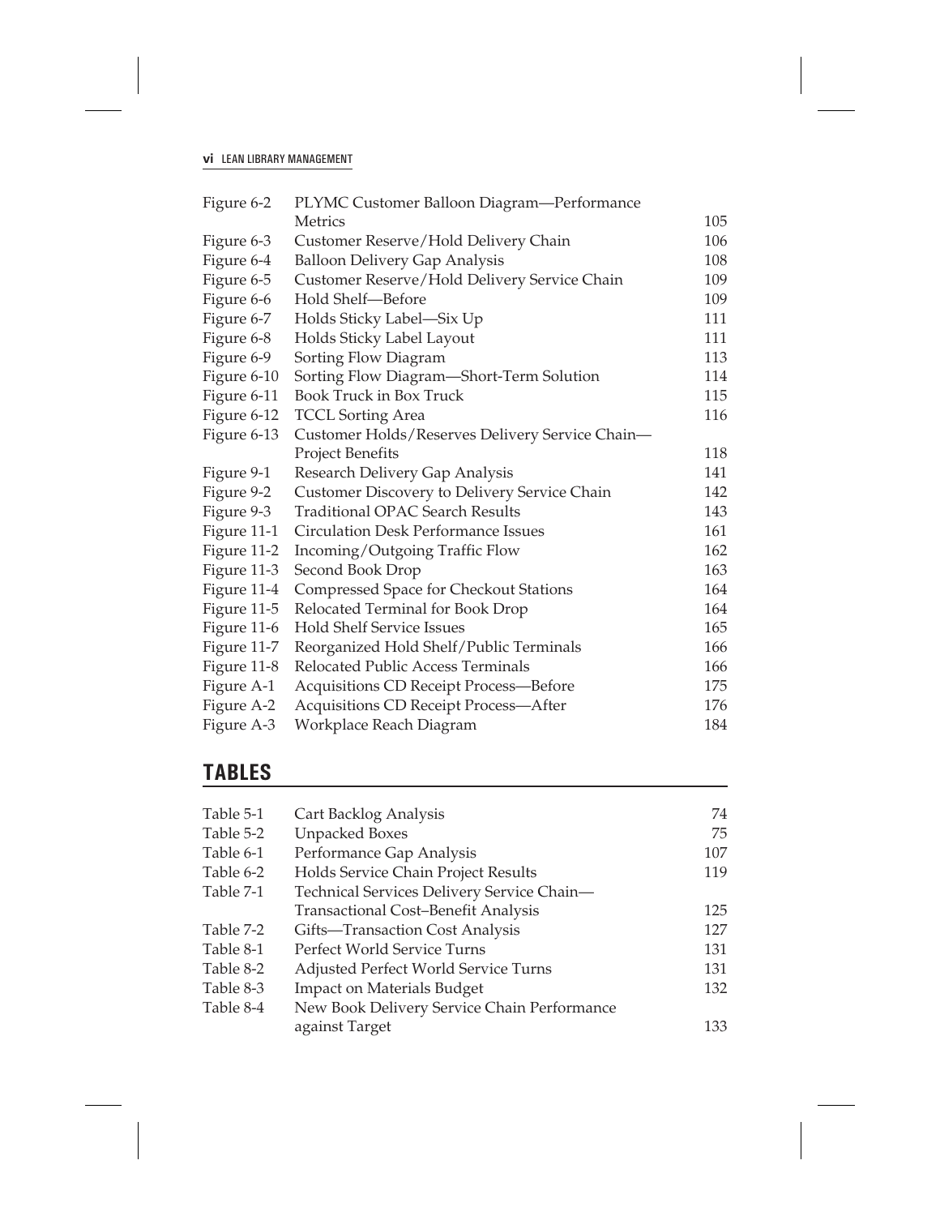| | | |
|---|---|---|
| Figure 6-2 | PLYMC Customer Balloon Diagram—Performance Metrics | 105 |
| Figure 6-3 | Customer Reserve/Hold Delivery Chain | 106 |
| Figure 6-4 | Balloon Delivery Gap Analysis | 108 |
| Figure 6-5 | Customer Reserve/Hold Delivery Service Chain | 109 |
| Figure 6-6 | Hold Shelf—Before | 109 |
| Figure 6-7 | Holds Sticky Label—Six Up | 111 |
| Figure 6-8 | Holds Sticky Label Layout | 111 |
| Figure 6-9 | Sorting Flow Diagram | 113 |
| Figure 6-10 | Sorting Flow Diagram—Short-Term Solution | 114 |
| Figure 6-11 | Book Truck in Box Truck | 115 |
| Figure 6-12 | TCCL Sorting Area | 116 |
| Figure 6-13 | Customer Holds/Reserves Delivery Service Chain—Project Benefits | 118 |
| Figure 9-1 | Research Delivery Gap Analysis | 141 |
| Figure 9-2 | Customer Discovery to Delivery Service Chain | 142 |
| Figure 9-3 | Traditional OPAC Search Results | 143 |
| Figure 11-1 | Circulation Desk Performance Issues | 161 |
| Figure 11-2 | Incoming/Outgoing Traffic Flow | 162 |
| Figure 11-3 | Second Book Drop | 163 |
| Figure 11-4 | Compressed Space for Checkout Stations | 164 |
| Figure 11-5 | Relocated Terminal for Book Drop | 164 |
| Figure 11-6 | Hold Shelf Service Issues | 165 |
| Figure 11-7 | Reorganized Hold Shelf/Public Terminals | 166 |
| Figure 11-8 | Relocated Public Access Terminals | 166 |
| Figure A-1 | Acquisitions CD Receipt Process—Before | 175 |
| Figure A-2 | Acquisitions CD Receipt Process—After | 176 |
| Figure A-3 | Workplace Reach Diagram | 184 |

## TABLES

| | | |
|---|---|---|
| Table 5-1 | Cart Backlog Analysis | 74 |
| Table 5-2 | Unpacked Boxes | 75 |
| Table 6-1 | Performance Gap Analysis | 107 |
| Table 6-2 | Holds Service Chain Project Results | 119 |
| Table 7-1 | Technical Services Delivery Service Chain—Transactional Cost–Benefit Analysis | 125 |
| Table 7-2 | Gifts—Transaction Cost Analysis | 127 |
| Table 8-1 | Perfect World Service Turns | 131 |
| Table 8-2 | Adjusted Perfect World Service Turns | 131 |
| Table 8-3 | Impact on Materials Budget | 132 |
| Table 8-4 | New Book Delivery Service Chain Performance against Target | 133 |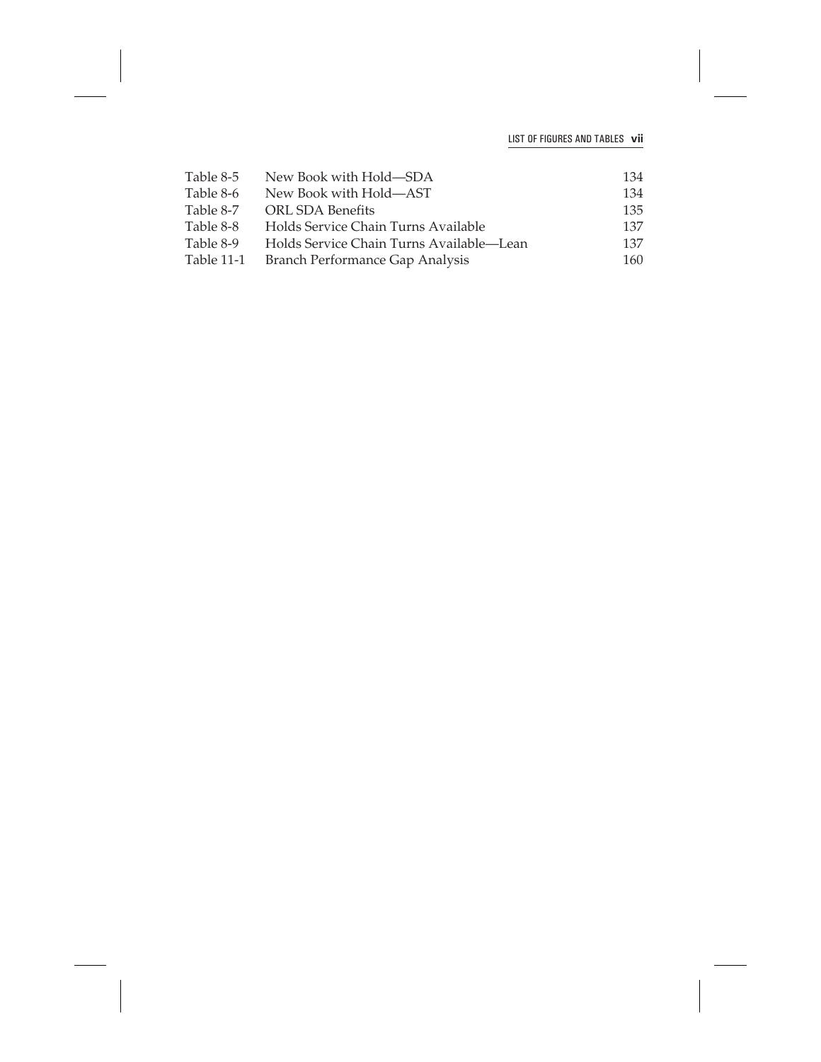| | | |
|---|---|---|
| Table 8-5 | New Book with Hold—SDA | 134 |
| Table 8-6 | New Book with Hold—AST | 134 |
| Table 8-7 | ORL SDA Benefits | 135 |
| Table 8-8 | Holds Service Chain Turns Available | 137 |
| Table 8-9 | Holds Service Chain Turns Available—Lean | 137 |
| Table 11-1 | Branch Performance Gap Analysis | 160 |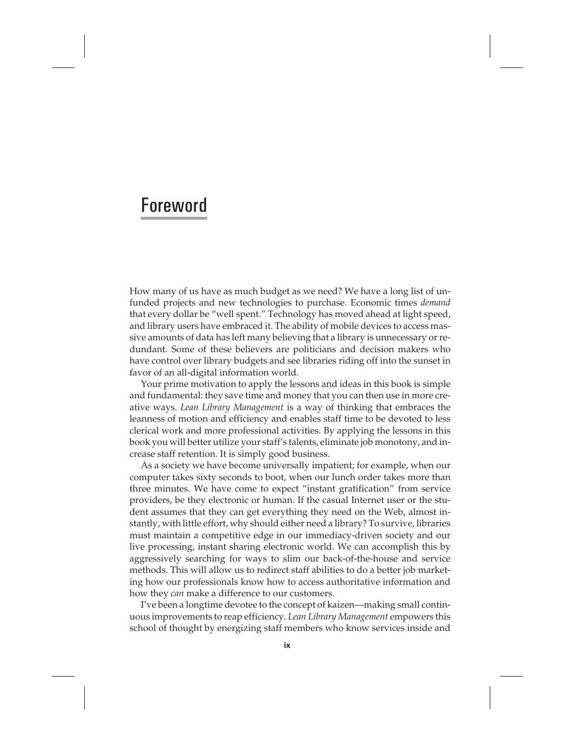# Foreword

How many of us have as much budget as we need? We have a long list of unfunded projects and new technologies to purchase. Economic times *demand* that every dollar be "well spent." Technology has moved ahead at light speed, and library users have embraced it. The ability of mobile devices to access massive amounts of data has left many believing that a library is unnecessary or redundant. Some of these believers are politicians and decision makers who have control over library budgets and see libraries riding off into the sunset in favor of an all-digital information world.

Your prime motivation to apply the lessons and ideas in this book is simple and fundamental: they save time and money that you can then use in more creative ways. *Lean Library Management* is a way of thinking that embraces the leanness of motion and efficiency and enables staff time to be devoted to less clerical work and more professional activities. By applying the lessons in this book you will better utilize your staff's talents, eliminate job monotony, and increase staff retention. It is simply good business.

As a society we have become universally impatient; for example, when our computer takes sixty seconds to boot, when our lunch order takes more than three minutes. We have come to expect "instant gratification" from service providers, be they electronic or human. If the casual Internet user or the student assumes that they can get everything they need on the Web, almost instantly, with little effort, why should either need a library? To survive, libraries must maintain a competitive edge in our immediacy-driven society and our live processing, instant sharing electronic world. We can accomplish this by aggressively searching for ways to slim our back-of-the-house and service methods. This will allow us to redirect staff abilities to do a better job marketing how our professionals know how to access authoritative information and how they *can* make a difference to our customers.

I've been a longtime devotee to the concept of kaizen—making small continuous improvements to reap efficiency. *Lean Library Management* empowers this school of thought by energizing staff members who know services inside and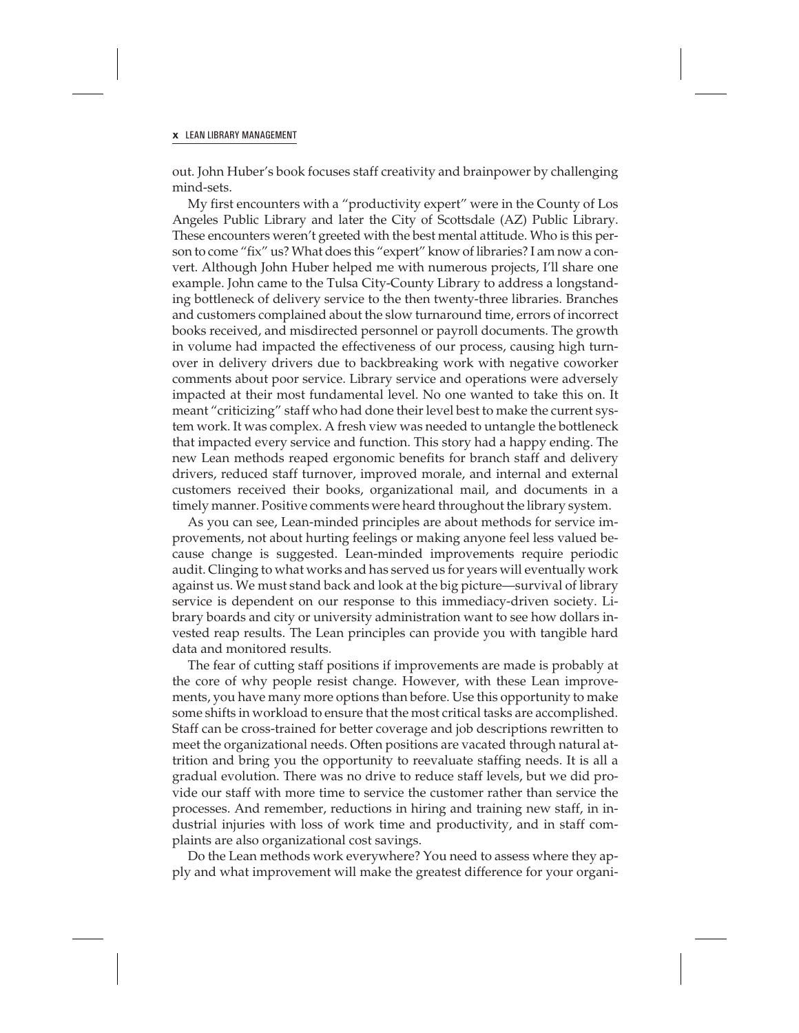out. John Huber's book focuses staff creativity and brainpower by challenging mind-sets.

My first encounters with a "productivity expert" were in the County of Los Angeles Public Library and later the City of Scottsdale (AZ) Public Library. These encounters weren't greeted with the best mental attitude. Who is this person to come "fix" us? What does this "expert" know of libraries? I am now a convert. Although John Huber helped me with numerous projects, I'll share one example. John came to the Tulsa City-County Library to address a longstanding bottleneck of delivery service to the then twenty-three libraries. Branches and customers complained about the slow turnaround time, errors of incorrect books received, and misdirected personnel or payroll documents. The growth in volume had impacted the effectiveness of our process, causing high turnover in delivery drivers due to backbreaking work with negative coworker comments about poor service. Library service and operations were adversely impacted at their most fundamental level. No one wanted to take this on. It meant "criticizing" staff who had done their level best to make the current system work. It was complex. A fresh view was needed to untangle the bottleneck that impacted every service and function. This story had a happy ending. The new Lean methods reaped ergonomic benefits for branch staff and delivery drivers, reduced staff turnover, improved morale, and internal and external customers received their books, organizational mail, and documents in a timely manner. Positive comments were heard throughout the library system.

As you can see, Lean-minded principles are about methods for service improvements, not about hurting feelings or making anyone feel less valued because change is suggested. Lean-minded improvements require periodic audit. Clinging to what works and has served us for years will eventually work against us. We must stand back and look at the big picture—survival of library service is dependent on our response to this immediacy-driven society. Library boards and city or university administration want to see how dollars invested reap results. The Lean principles can provide you with tangible hard data and monitored results.

The fear of cutting staff positions if improvements are made is probably at the core of why people resist change. However, with these Lean improvements, you have many more options than before. Use this opportunity to make some shifts in workload to ensure that the most critical tasks are accomplished. Staff can be cross-trained for better coverage and job descriptions rewritten to meet the organizational needs. Often positions are vacated through natural attrition and bring you the opportunity to reevaluate staffing needs. It is all a gradual evolution. There was no drive to reduce staff levels, but we did provide our staff with more time to service the customer rather than service the processes. And remember, reductions in hiring and training new staff, in industrial injuries with loss of work time and productivity, and in staff complaints are also organizational cost savings.

Do the Lean methods work everywhere? You need to assess where they apply and what improvement will make the greatest difference for your organi-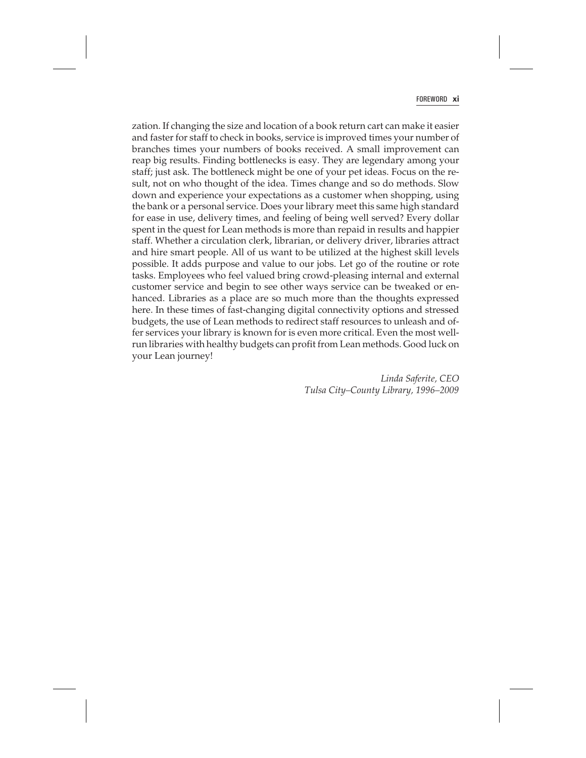zation. If changing the size and location of a book return cart can make it easier and faster for staff to check in books, service is improved times your number of branches times your numbers of books received. A small improvement can reap big results. Finding bottlenecks is easy. They are legendary among your staff; just ask. The bottleneck might be one of your pet ideas. Focus on the result, not on who thought of the idea. Times change and so do methods. Slow down and experience your expectations as a customer when shopping, using the bank or a personal service. Does your library meet this same high standard for ease in use, delivery times, and feeling of being well served? Every dollar spent in the quest for Lean methods is more than repaid in results and happier staff. Whether a circulation clerk, librarian, or delivery driver, libraries attract and hire smart people. All of us want to be utilized at the highest skill levels possible. It adds purpose and value to our jobs. Let go of the routine or rote tasks. Employees who feel valued bring crowd-pleasing internal and external customer service and begin to see other ways service can be tweaked or enhanced. Libraries as a place are so much more than the thoughts expressed here. In these times of fast-changing digital connectivity options and stressed budgets, the use of Lean methods to redirect staff resources to unleash and offer services your library is known for is even more critical. Even the most well-run libraries with healthy budgets can profit from Lean methods. Good luck on your Lean journey!

*Linda Saferite, CEO*
*Tulsa City–County Library, 1996–2009*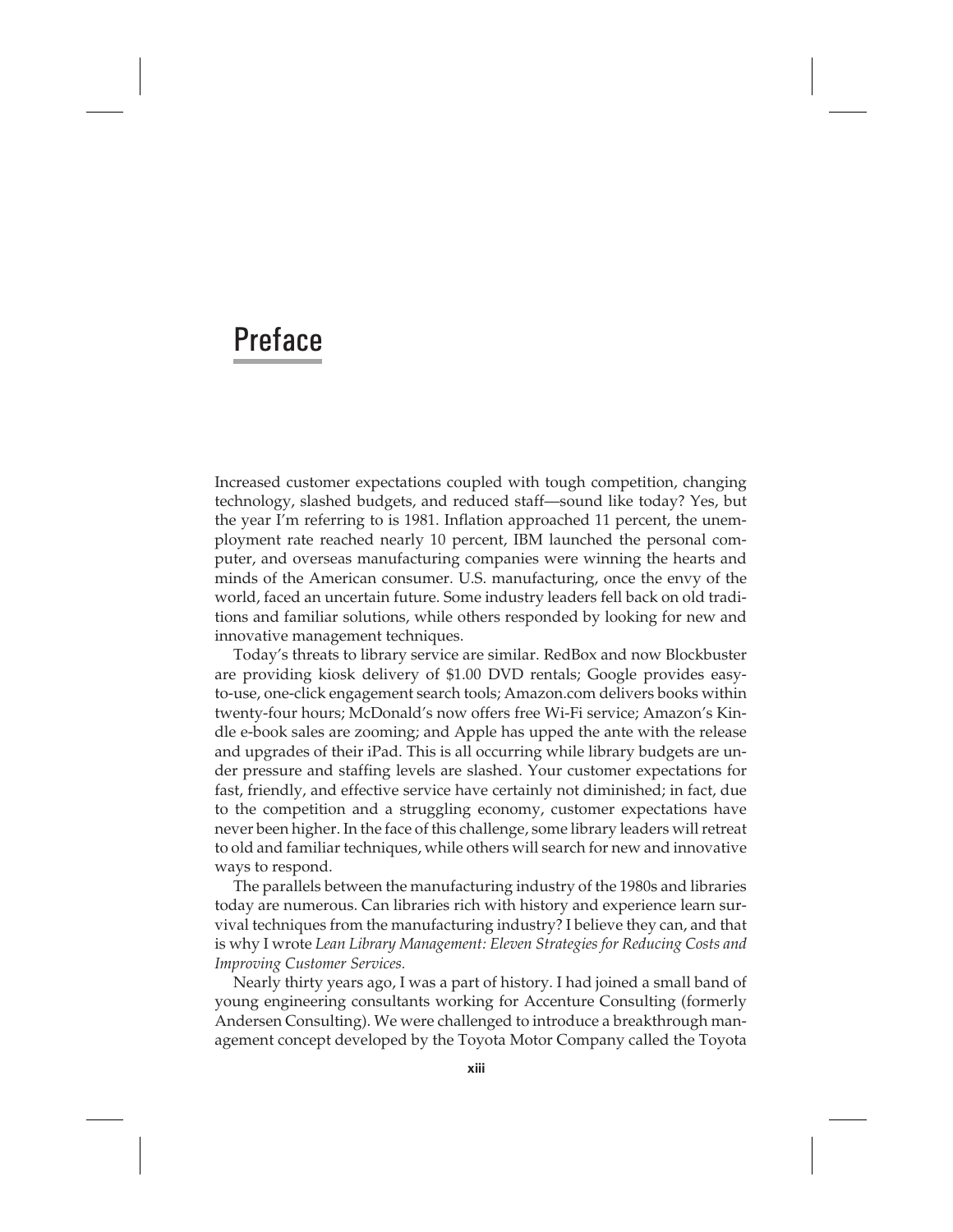# Preface

Increased customer expectations coupled with tough competition, changing technology, slashed budgets, and reduced staff—sound like today? Yes, but the year I'm referring to is 1981. Inflation approached 11 percent, the unemployment rate reached nearly 10 percent, IBM launched the personal computer, and overseas manufacturing companies were winning the hearts and minds of the American consumer. U.S. manufacturing, once the envy of the world, faced an uncertain future. Some industry leaders fell back on old traditions and familiar solutions, while others responded by looking for new and innovative management techniques.

Today's threats to library service are similar. RedBox and now Blockbuster are providing kiosk delivery of $1.00 DVD rentals; Google provides easy-to-use, one-click engagement search tools; Amazon.com delivers books within twenty-four hours; McDonald's now offers free Wi-Fi service; Amazon's Kindle e-book sales are zooming; and Apple has upped the ante with the release and upgrades of their iPad. This is all occurring while library budgets are under pressure and staffing levels are slashed. Your customer expectations for fast, friendly, and effective service have certainly not diminished; in fact, due to the competition and a struggling economy, customer expectations have never been higher. In the face of this challenge, some library leaders will retreat to old and familiar techniques, while others will search for new and innovative ways to respond.

The parallels between the manufacturing industry of the 1980s and libraries today are numerous. Can libraries rich with history and experience learn survival techniques from the manufacturing industry? I believe they can, and that is why I wrote *Lean Library Management: Eleven Strategies for Reducing Costs and Improving Customer Services.*

Nearly thirty years ago, I was a part of history. I had joined a small band of young engineering consultants working for Accenture Consulting (formerly Andersen Consulting). We were challenged to introduce a breakthrough management concept developed by the Toyota Motor Company called the Toyota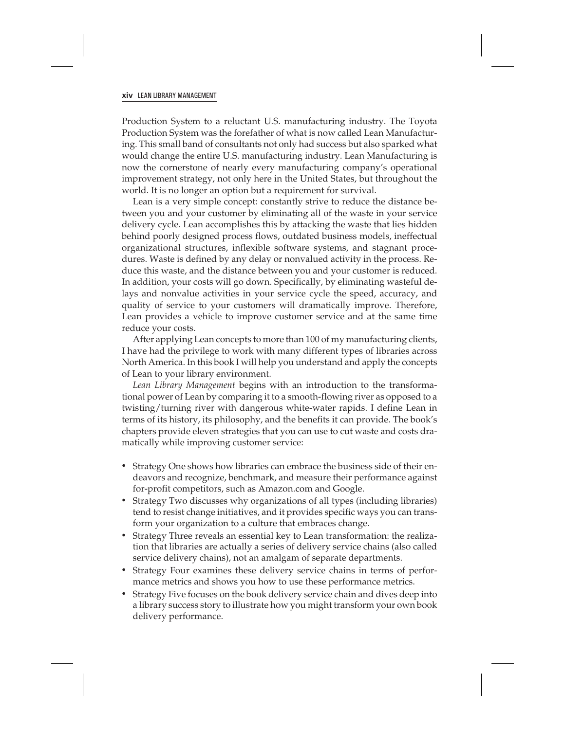Production System to a reluctant U.S. manufacturing industry. The Toyota Production System was the forefather of what is now called Lean Manufacturing. This small band of consultants not only had success but also sparked what would change the entire U.S. manufacturing industry. Lean Manufacturing is now the cornerstone of nearly every manufacturing company's operational improvement strategy, not only here in the United States, but throughout the world. It is no longer an option but a requirement for survival.

Lean is a very simple concept: constantly strive to reduce the distance between you and your customer by eliminating all of the waste in your service delivery cycle. Lean accomplishes this by attacking the waste that lies hidden behind poorly designed process flows, outdated business models, ineffectual organizational structures, inflexible software systems, and stagnant procedures. Waste is defined by any delay or nonvalued activity in the process. Reduce this waste, and the distance between you and your customer is reduced. In addition, your costs will go down. Specifically, by eliminating wasteful delays and nonvalue activities in your service cycle the speed, accuracy, and quality of service to your customers will dramatically improve. Therefore, Lean provides a vehicle to improve customer service and at the same time reduce your costs.

After applying Lean concepts to more than 100 of my manufacturing clients, I have had the privilege to work with many different types of libraries across North America. In this book I will help you understand and apply the concepts of Lean to your library environment.

*Lean Library Management* begins with an introduction to the transformational power of Lean by comparing it to a smooth-flowing river as opposed to a twisting/turning river with dangerous white-water rapids. I define Lean in terms of its history, its philosophy, and the benefits it can provide. The book's chapters provide eleven strategies that you can use to cut waste and costs dramatically while improving customer service:

- Strategy One shows how libraries can embrace the business side of their endeavors and recognize, benchmark, and measure their performance against for-profit competitors, such as Amazon.com and Google.
- Strategy Two discusses why organizations of all types (including libraries) tend to resist change initiatives, and it provides specific ways you can transform your organization to a culture that embraces change.
- Strategy Three reveals an essential key to Lean transformation: the realization that libraries are actually a series of delivery service chains (also called service delivery chains), not an amalgam of separate departments.
- Strategy Four examines these delivery service chains in terms of performance metrics and shows you how to use these performance metrics.
- Strategy Five focuses on the book delivery service chain and dives deep into a library success story to illustrate how you might transform your own book delivery performance.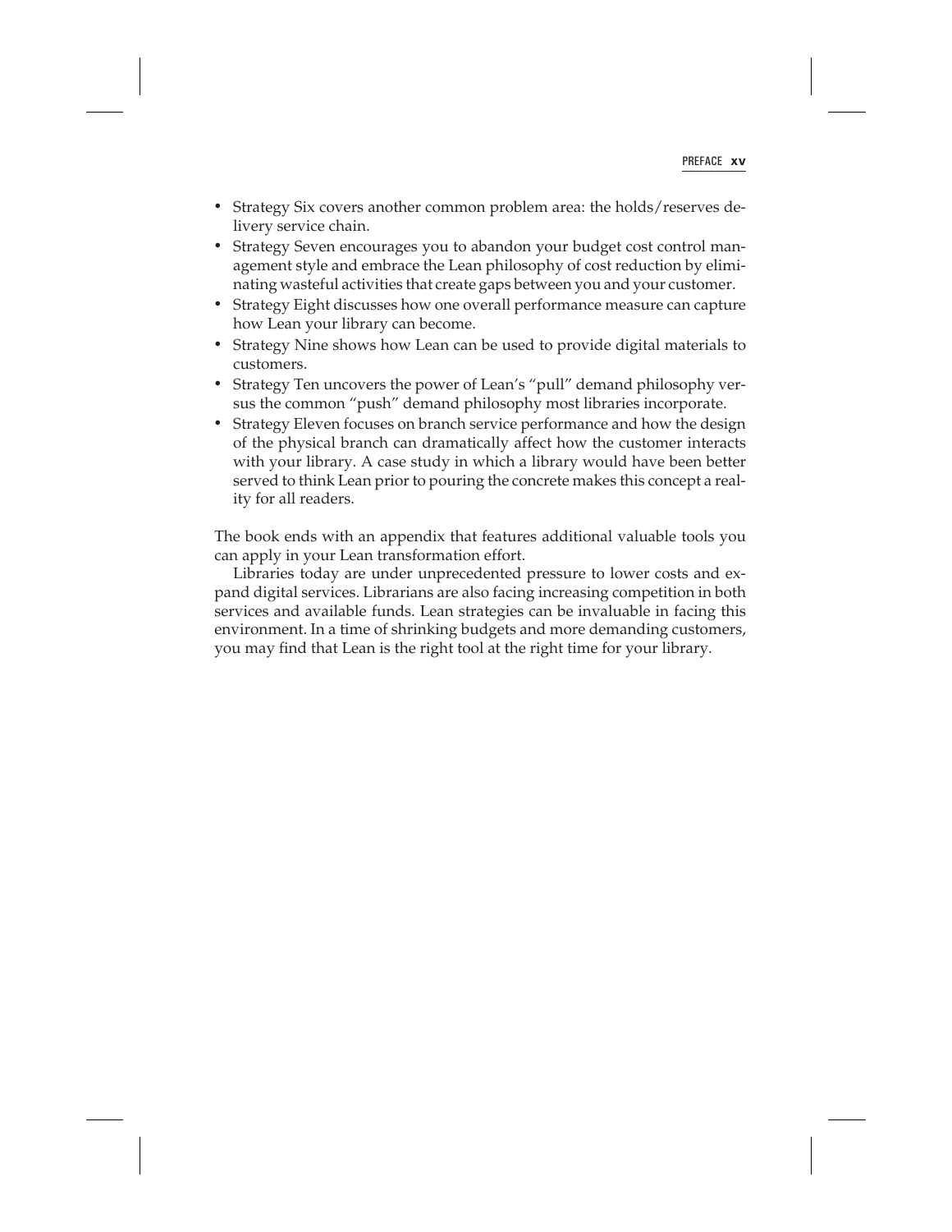- Strategy Six covers another common problem area: the holds/reserves delivery service chain.
- Strategy Seven encourages you to abandon your budget cost control management style and embrace the Lean philosophy of cost reduction by eliminating wasteful activities that create gaps between you and your customer.
- Strategy Eight discusses how one overall performance measure can capture how Lean your library can become.
- Strategy Nine shows how Lean can be used to provide digital materials to customers.
- Strategy Ten uncovers the power of Lean's "pull" demand philosophy versus the common "push" demand philosophy most libraries incorporate.
- Strategy Eleven focuses on branch service performance and how the design of the physical branch can dramatically affect how the customer interacts with your library. A case study in which a library would have been better served to think Lean prior to pouring the concrete makes this concept a reality for all readers.

The book ends with an appendix that features additional valuable tools you can apply in your Lean transformation effort.

Libraries today are under unprecedented pressure to lower costs and expand digital services. Librarians are also facing increasing competition in both services and available funds. Lean strategies can be invaluable in facing this environment. In a time of shrinking budgets and more demanding customers, you may find that Lean is the right tool at the right time for your library.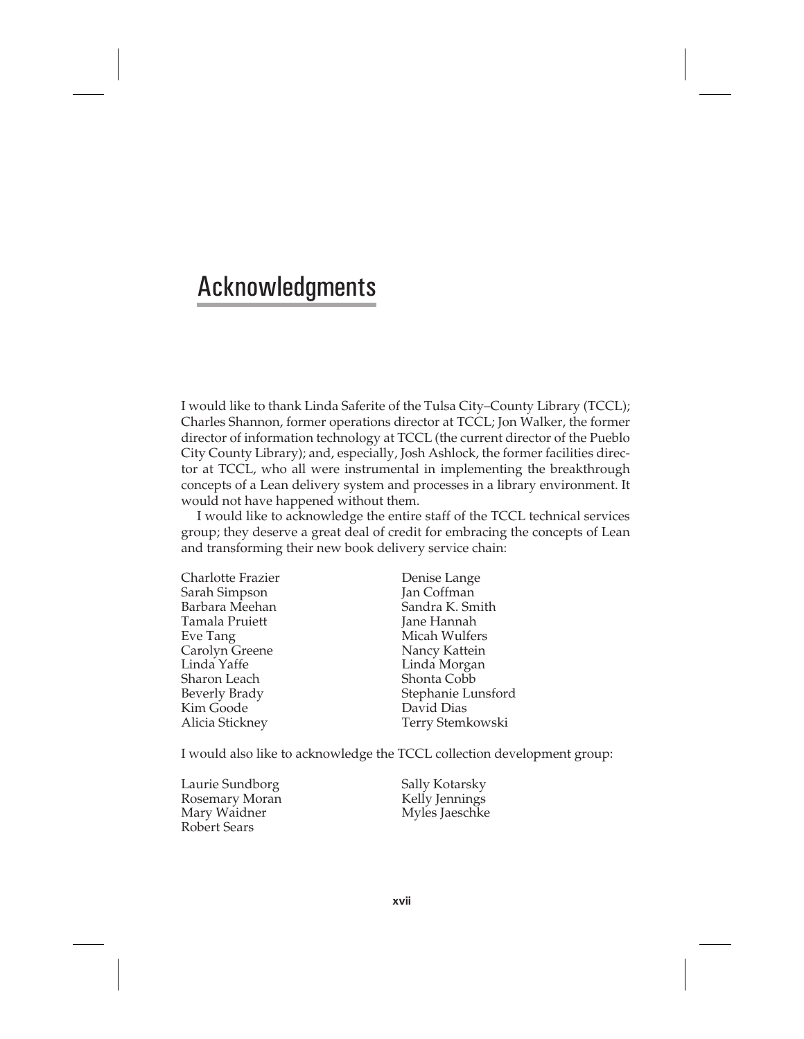# Acknowledgments

I would like to thank Linda Saferite of the Tulsa City–County Library (TCCL); Charles Shannon, former operations director at TCCL; Jon Walker, the former director of information technology at TCCL (the current director of the Pueblo City County Library); and, especially, Josh Ashlock, the former facilities director at TCCL, who all were instrumental in implementing the breakthrough concepts of a Lean delivery system and processes in a library environment. It would not have happened without them.

I would like to acknowledge the entire staff of the TCCL technical services group; they deserve a great deal of credit for embracing the concepts of Lean and transforming their new book delivery service chain:

Charlotte Frazier
Sarah Simpson
Barbara Meehan
Tamala Pruiett
Eve Tang
Carolyn Greene
Linda Yaffe
Sharon Leach
Beverly Brady
Kim Goode
Alicia Stickney
Denise Lange
Jan Coffman
Sandra K. Smith
Jane Hannah
Micah Wulfers
Nancy Kattein
Linda Morgan
Shonta Cobb
Stephanie Lunsford
David Dias
Terry Stemkowski

I would also like to acknowledge the TCCL collection development group:

Laurie Sundborg
Rosemary Moran
Mary Waidner
Robert Sears
Sally Kotarsky
Kelly Jennings
Myles Jaeschke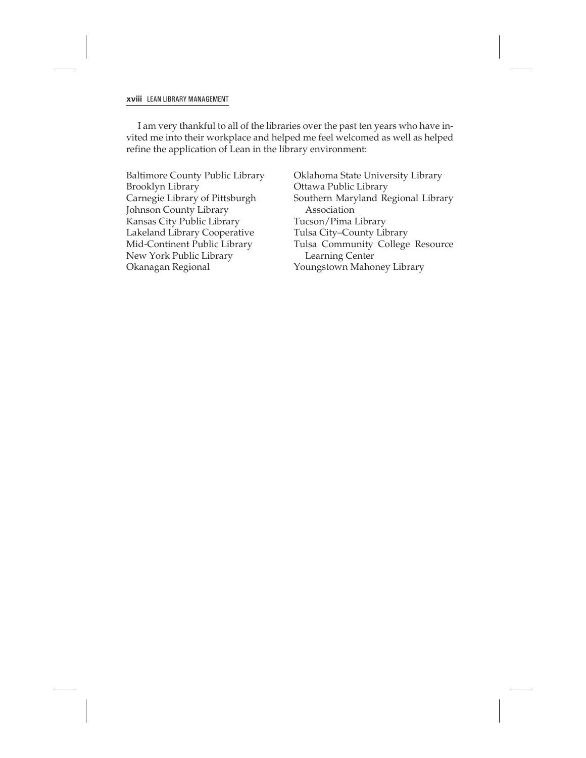I am very thankful to all of the libraries over the past ten years who have invited me into their workplace and helped me feel welcomed as well as helped refine the application of Lean in the library environment:

Baltimore County Public Library
Brooklyn Library
Carnegie Library of Pittsburgh
Johnson County Library
Kansas City Public Library
Lakeland Library Cooperative
Mid-Continent Public Library
New York Public Library
Okanagan Regional
Oklahoma State University Library
Ottawa Public Library
Southern Maryland Regional Library Association
Tucson/Pima Library
Tulsa City–County Library
Tulsa Community College Resource Learning Center
Youngstown Mahoney Library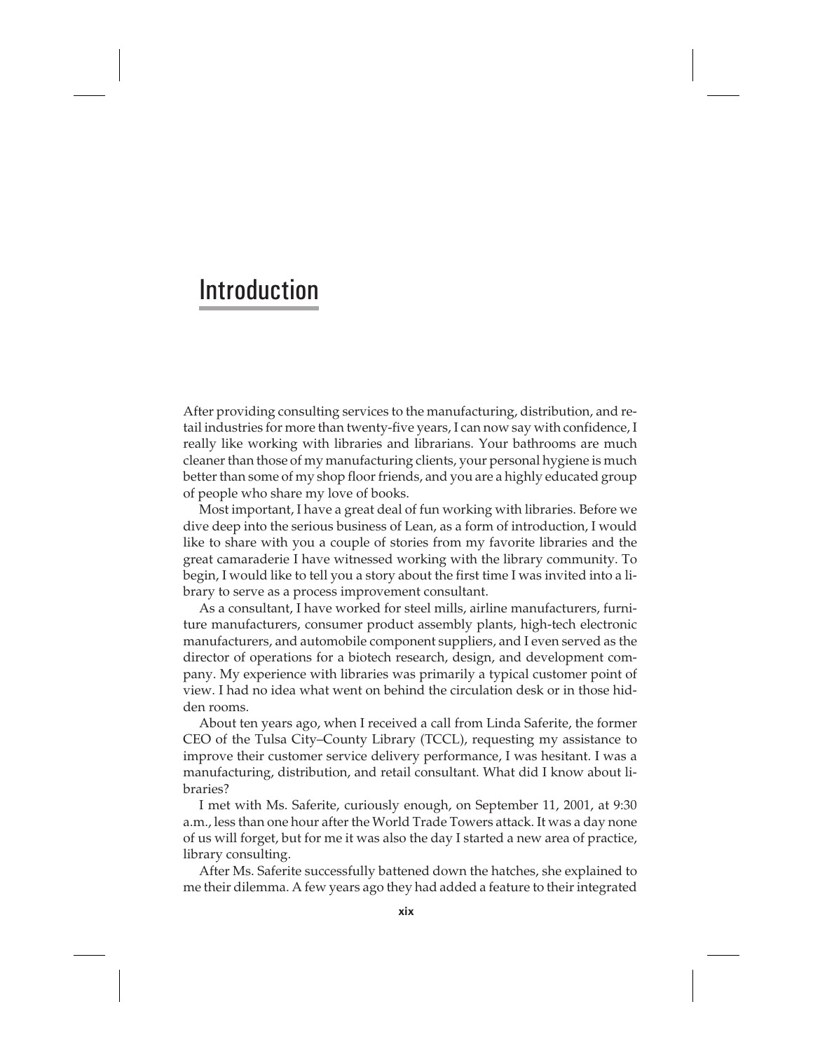# Introduction

After providing consulting services to the manufacturing, distribution, and retail industries for more than twenty-five years, I can now say with confidence, I really like working with libraries and librarians. Your bathrooms are much cleaner than those of my manufacturing clients, your personal hygiene is much better than some of my shop floor friends, and you are a highly educated group of people who share my love of books.

Most important, I have a great deal of fun working with libraries. Before we dive deep into the serious business of Lean, as a form of introduction, I would like to share with you a couple of stories from my favorite libraries and the great camaraderie I have witnessed working with the library community. To begin, I would like to tell you a story about the first time I was invited into a library to serve as a process improvement consultant.

As a consultant, I have worked for steel mills, airline manufacturers, furniture manufacturers, consumer product assembly plants, high-tech electronic manufacturers, and automobile component suppliers, and I even served as the director of operations for a biotech research, design, and development company. My experience with libraries was primarily a typical customer point of view. I had no idea what went on behind the circulation desk or in those hidden rooms.

About ten years ago, when I received a call from Linda Saferite, the former CEO of the Tulsa City–County Library (TCCL), requesting my assistance to improve their customer service delivery performance, I was hesitant. I was a manufacturing, distribution, and retail consultant. What did I know about libraries?

I met with Ms. Saferite, curiously enough, on September 11, 2001, at 9:30 a.m., less than one hour after the World Trade Towers attack. It was a day none of us will forget, but for me it was also the day I started a new area of practice, library consulting.

After Ms. Saferite successfully battened down the hatches, she explained to me their dilemma. A few years ago they had added a feature to their integrated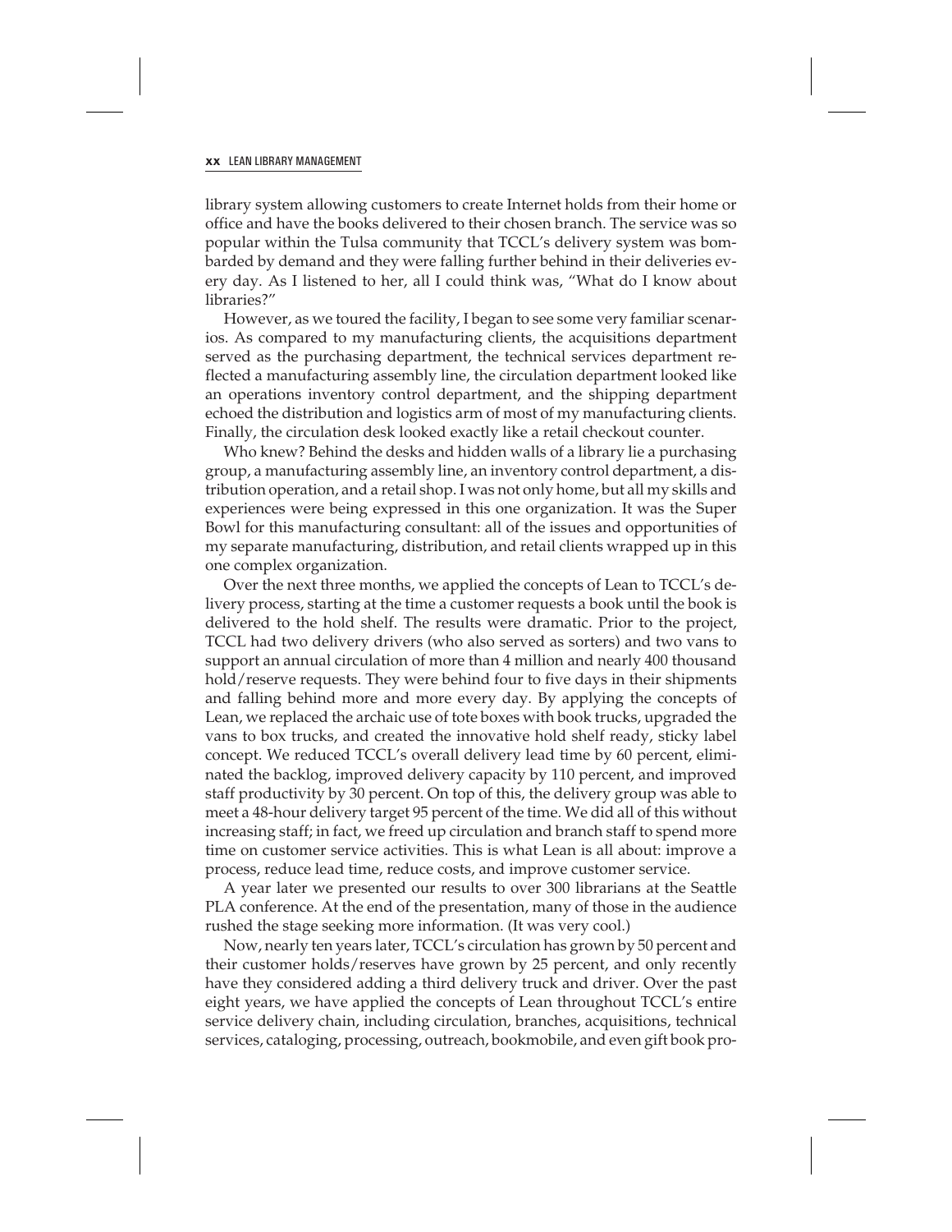library system allowing customers to create Internet holds from their home or office and have the books delivered to their chosen branch. The service was so popular within the Tulsa community that TCCL's delivery system was bombarded by demand and they were falling further behind in their deliveries every day. As I listened to her, all I could think was, "What do I know about libraries?"

However, as we toured the facility, I began to see some very familiar scenarios. As compared to my manufacturing clients, the acquisitions department served as the purchasing department, the technical services department reflected a manufacturing assembly line, the circulation department looked like an operations inventory control department, and the shipping department echoed the distribution and logistics arm of most of my manufacturing clients. Finally, the circulation desk looked exactly like a retail checkout counter.

Who knew? Behind the desks and hidden walls of a library lie a purchasing group, a manufacturing assembly line, an inventory control department, a distribution operation, and a retail shop. I was not only home, but all my skills and experiences were being expressed in this one organization. It was the Super Bowl for this manufacturing consultant: all of the issues and opportunities of my separate manufacturing, distribution, and retail clients wrapped up in this one complex organization.

Over the next three months, we applied the concepts of Lean to TCCL's delivery process, starting at the time a customer requests a book until the book is delivered to the hold shelf. The results were dramatic. Prior to the project, TCCL had two delivery drivers (who also served as sorters) and two vans to support an annual circulation of more than 4 million and nearly 400 thousand hold/reserve requests. They were behind four to five days in their shipments and falling behind more and more every day. By applying the concepts of Lean, we replaced the archaic use of tote boxes with book trucks, upgraded the vans to box trucks, and created the innovative hold shelf ready, sticky label concept. We reduced TCCL's overall delivery lead time by 60 percent, eliminated the backlog, improved delivery capacity by 110 percent, and improved staff productivity by 30 percent. On top of this, the delivery group was able to meet a 48-hour delivery target 95 percent of the time. We did all of this without increasing staff; in fact, we freed up circulation and branch staff to spend more time on customer service activities. This is what Lean is all about: improve a process, reduce lead time, reduce costs, and improve customer service.

A year later we presented our results to over 300 librarians at the Seattle PLA conference. At the end of the presentation, many of those in the audience rushed the stage seeking more information. (It was very cool.)

Now, nearly ten years later, TCCL's circulation has grown by 50 percent and their customer holds/reserves have grown by 25 percent, and only recently have they considered adding a third delivery truck and driver. Over the past eight years, we have applied the concepts of Lean throughout TCCL's entire service delivery chain, including circulation, branches, acquisitions, technical services, cataloging, processing, outreach, bookmobile, and even gift book pro-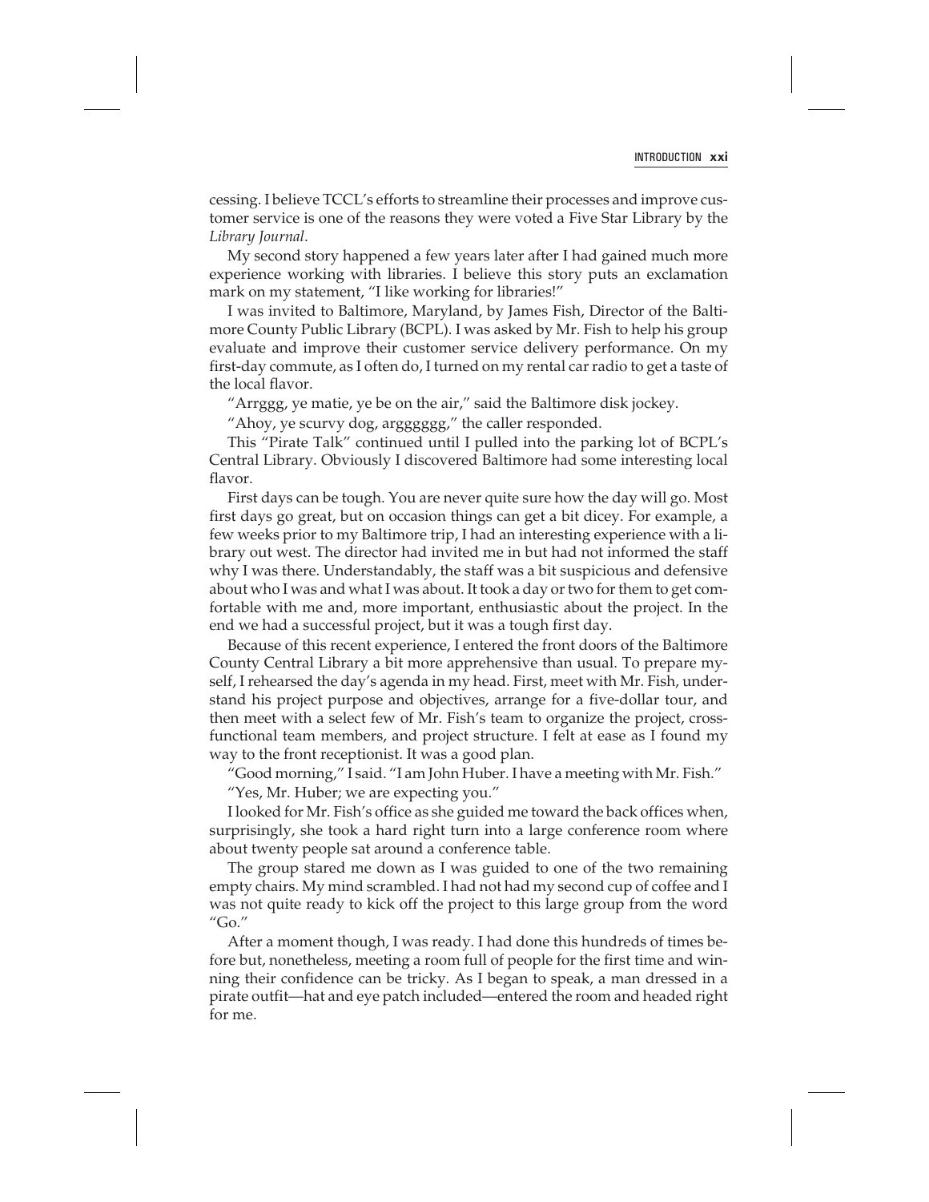cessing. I believe TCCL's efforts to streamline their processes and improve customer service is one of the reasons they were voted a Five Star Library by the *Library Journal*.

My second story happened a few years later after I had gained much more experience working with libraries. I believe this story puts an exclamation mark on my statement, "I like working for libraries!"

I was invited to Baltimore, Maryland, by James Fish, Director of the Baltimore County Public Library (BCPL). I was asked by Mr. Fish to help his group evaluate and improve their customer service delivery performance. On my first-day commute, as I often do, I turned on my rental car radio to get a taste of the local flavor.

"Arrggg, ye matie, ye be on the air," said the Baltimore disk jockey.

"Ahoy, ye scurvy dog, argggggg," the caller responded.

This "Pirate Talk" continued until I pulled into the parking lot of BCPL's Central Library. Obviously I discovered Baltimore had some interesting local flavor.

First days can be tough. You are never quite sure how the day will go. Most first days go great, but on occasion things can get a bit dicey. For example, a few weeks prior to my Baltimore trip, I had an interesting experience with a library out west. The director had invited me in but had not informed the staff why I was there. Understandably, the staff was a bit suspicious and defensive about who I was and what I was about. It took a day or two for them to get comfortable with me and, more important, enthusiastic about the project. In the end we had a successful project, but it was a tough first day.

Because of this recent experience, I entered the front doors of the Baltimore County Central Library a bit more apprehensive than usual. To prepare myself, I rehearsed the day's agenda in my head. First, meet with Mr. Fish, understand his project purpose and objectives, arrange for a five-dollar tour, and then meet with a select few of Mr. Fish's team to organize the project, cross-functional team members, and project structure. I felt at ease as I found my way to the front receptionist. It was a good plan.

"Good morning," I said. "I am John Huber. I have a meeting with Mr. Fish."

"Yes, Mr. Huber; we are expecting you."

I looked for Mr. Fish's office as she guided me toward the back offices when, surprisingly, she took a hard right turn into a large conference room where about twenty people sat around a conference table.

The group stared me down as I was guided to one of the two remaining empty chairs. My mind scrambled. I had not had my second cup of coffee and I was not quite ready to kick off the project to this large group from the word "Go."

After a moment though, I was ready. I had done this hundreds of times before but, nonetheless, meeting a room full of people for the first time and winning their confidence can be tricky. As I began to speak, a man dressed in a pirate outfit—hat and eye patch included—entered the room and headed right for me.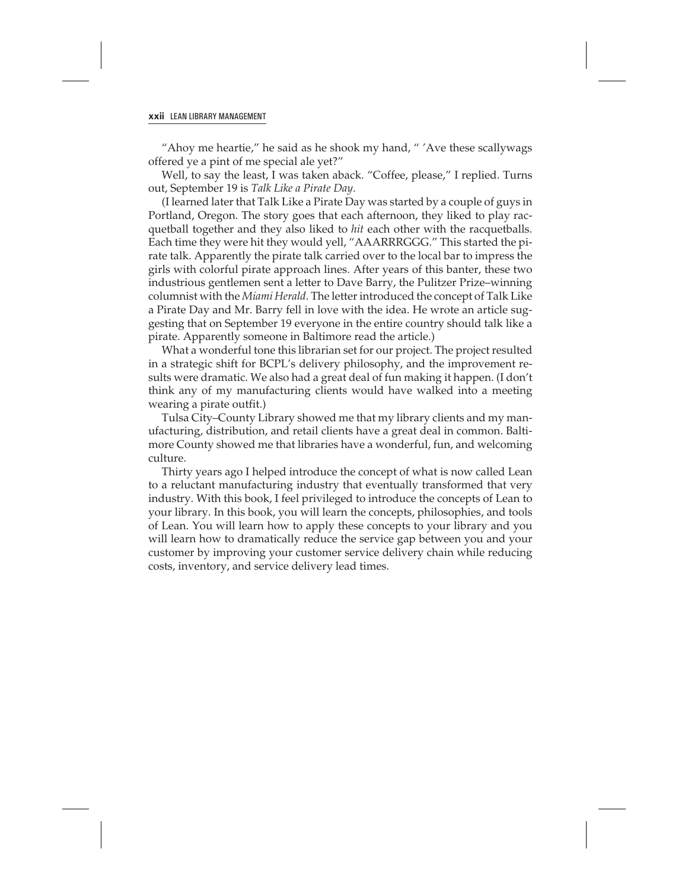"Ahoy me heartie," he said as he shook my hand, " 'Ave these scallywags offered ye a pint of me special ale yet?"

Well, to say the least, I was taken aback. "Coffee, please," I replied. Turns out, September 19 is *Talk Like a Pirate Day*.

(I learned later that Talk Like a Pirate Day was started by a couple of guys in Portland, Oregon. The story goes that each afternoon, they liked to play racquetball together and they also liked to *hit* each other with the racquetballs. Each time they were hit they would yell, "AAARRRGGG." This started the pirate talk. Apparently the pirate talk carried over to the local bar to impress the girls with colorful pirate approach lines. After years of this banter, these two industrious gentlemen sent a letter to Dave Barry, the Pulitzer Prize–winning columnist with the *Miami Herald*. The letter introduced the concept of Talk Like a Pirate Day and Mr. Barry fell in love with the idea. He wrote an article suggesting that on September 19 everyone in the entire country should talk like a pirate. Apparently someone in Baltimore read the article.)

What a wonderful tone this librarian set for our project. The project resulted in a strategic shift for BCPL's delivery philosophy, and the improvement results were dramatic. We also had a great deal of fun making it happen. (I don't think any of my manufacturing clients would have walked into a meeting wearing a pirate outfit.)

Tulsa City–County Library showed me that my library clients and my manufacturing, distribution, and retail clients have a great deal in common. Baltimore County showed me that libraries have a wonderful, fun, and welcoming culture.

Thirty years ago I helped introduce the concept of what is now called Lean to a reluctant manufacturing industry that eventually transformed that very industry. With this book, I feel privileged to introduce the concepts of Lean to your library. In this book, you will learn the concepts, philosophies, and tools of Lean. You will learn how to apply these concepts to your library and you will learn how to dramatically reduce the service gap between you and your customer by improving your customer service delivery chain while reducing costs, inventory, and service delivery lead times.